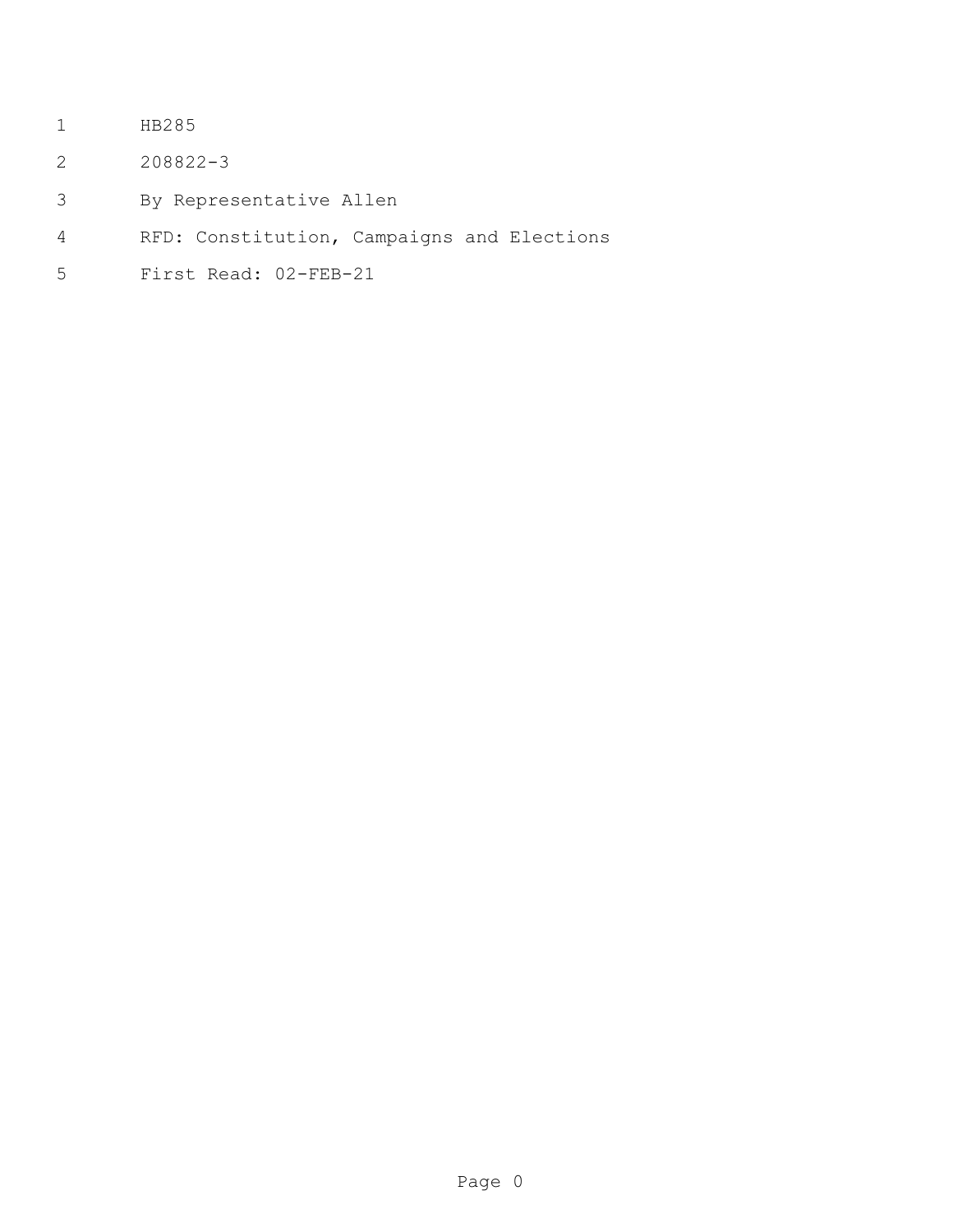HB285

208822-3

By Representative Allen

RFD: Constitution, Campaigns and Elections

First Read: 02-FEB-21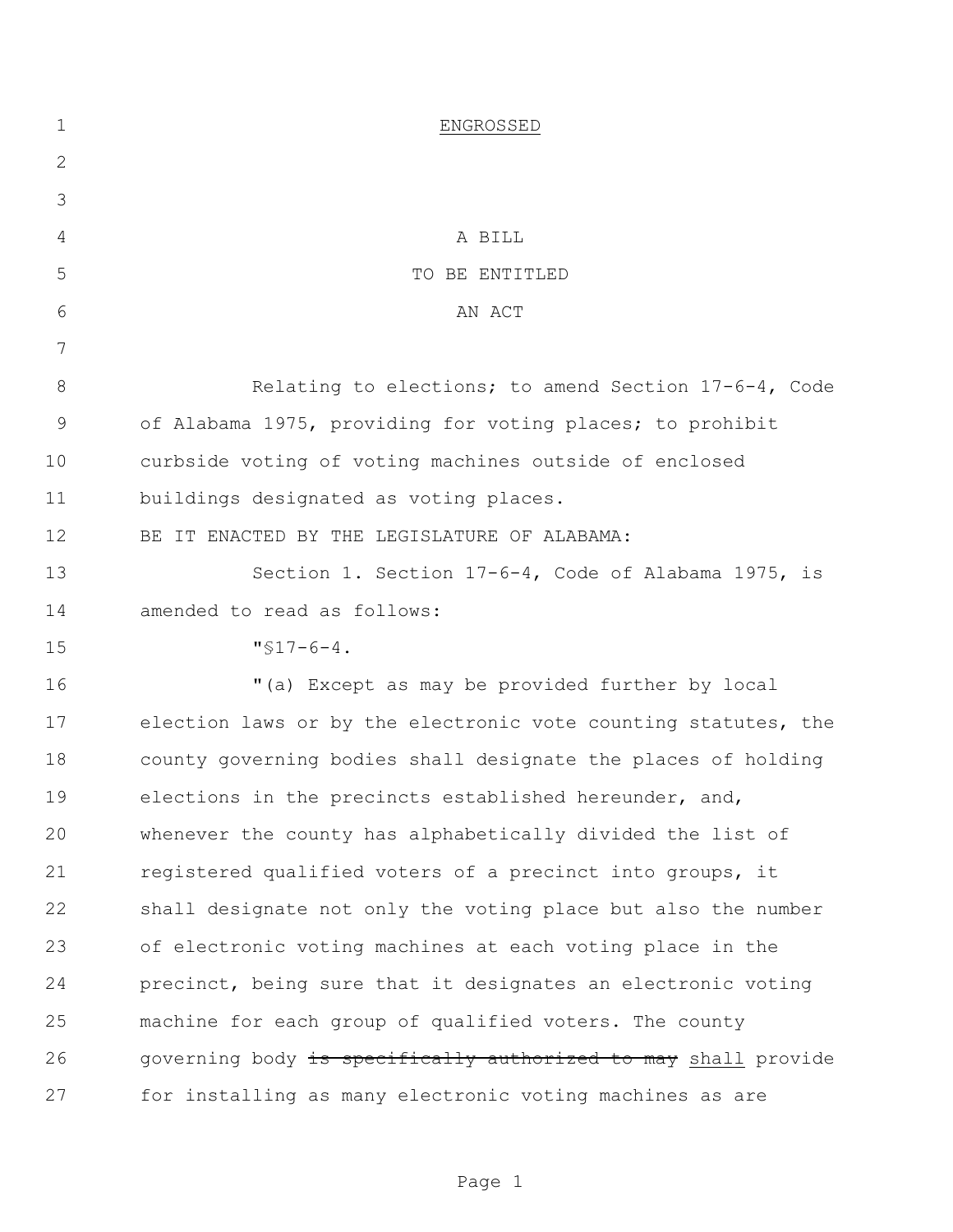ENGROSSED

A BILL

TO BE ENTITLED

AN ACT

Relating to elections; to amend Section 17-6-4, Code of Alabama 1975, providing for voting places; to prohibit curbside voting of voting machines outside of enclosed buildings designated as voting places.

BE IT ENACTED BY THE LEGISLATURE OF ALABAMA:

Section 1. Section 17-6-4, Code of Alabama 1975, is amended to read as follows:

"§17-6-4.

"(a) Except as may be provided further by local election laws or by the electronic vote counting statutes, the county governing bodies shall designate the places of holding elections in the precincts established hereunder, and, whenever the county has alphabetically divided the list of registered qualified voters of a precinct into groups, it shall designate not only the voting place but also the number of electronic voting machines at each voting place in the precinct, being sure that it designates an electronic voting machine for each group of qualified voters. The county governing body ~~is specifically authorized to may~~ <u>shall</u> provide for installing as many electronic voting machines as are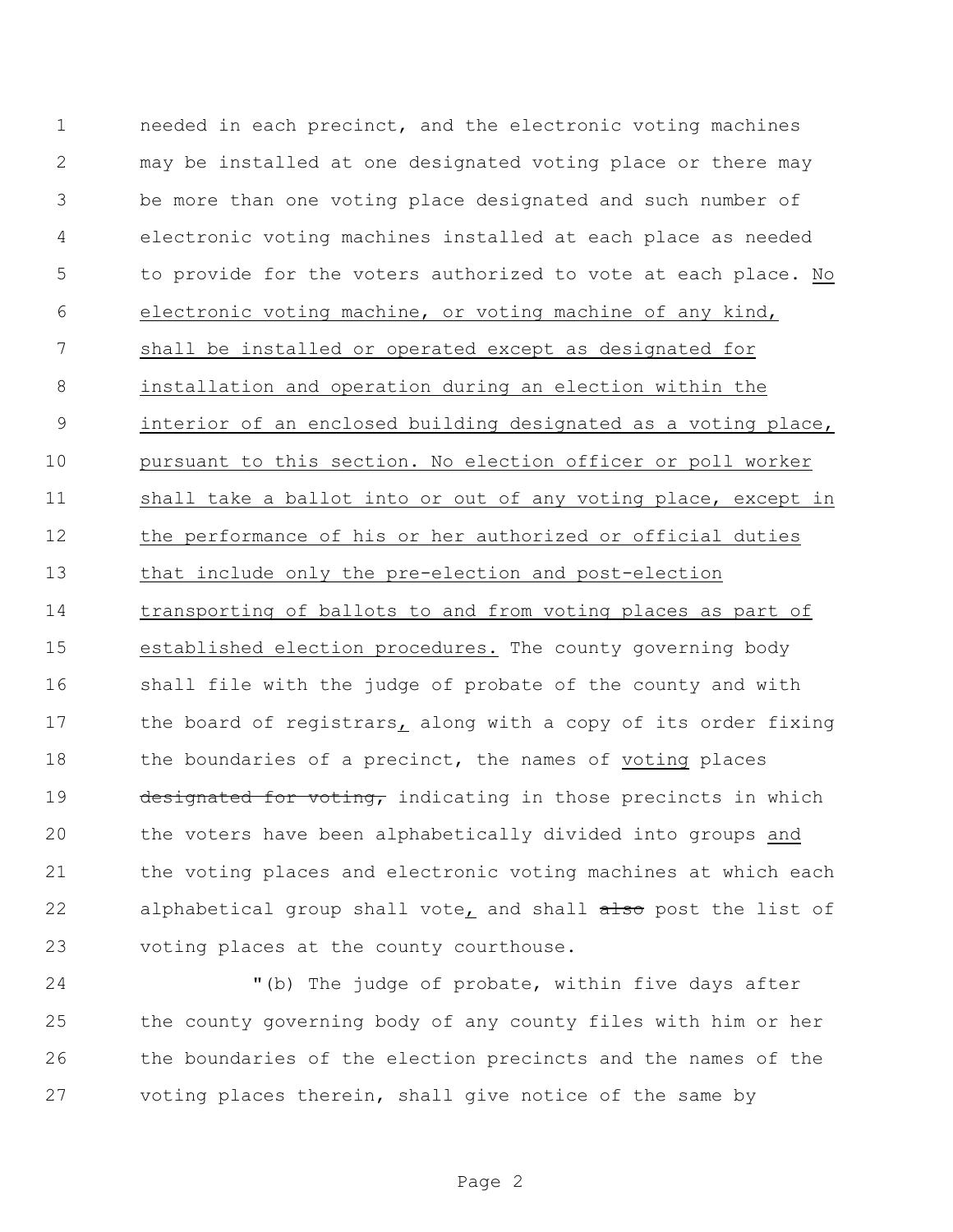needed in each precinct, and the electronic voting machines may be installed at one designated voting place or there may be more than one voting place designated and such number of electronic voting machines installed at each place as needed to provide for the voters authorized to vote at each place. No electronic voting machine, or voting machine of any kind, shall be installed or operated except as designated for installation and operation during an election within the interior of an enclosed building designated as a voting place, pursuant to this section. No election officer or poll worker shall take a ballot into or out of any voting place, except in the performance of his or her authorized or official duties that include only the pre-election and post-election transporting of ballots to and from voting places as part of established election procedures. The county governing body shall file with the judge of probate of the county and with the board of registrars, along with a copy of its order fixing the boundaries of a precinct, the names of voting places ~~designated for voting,~~ indicating in those precincts in which the voters have been alphabetically divided into groups and the voting places and electronic voting machines at which each alphabetical group shall vote, and shall ~~also~~ post the list of voting places at the county courthouse.

"(b) The judge of probate, within five days after the county governing body of any county files with him or her the boundaries of the election precincts and the names of the voting places therein, shall give notice of the same by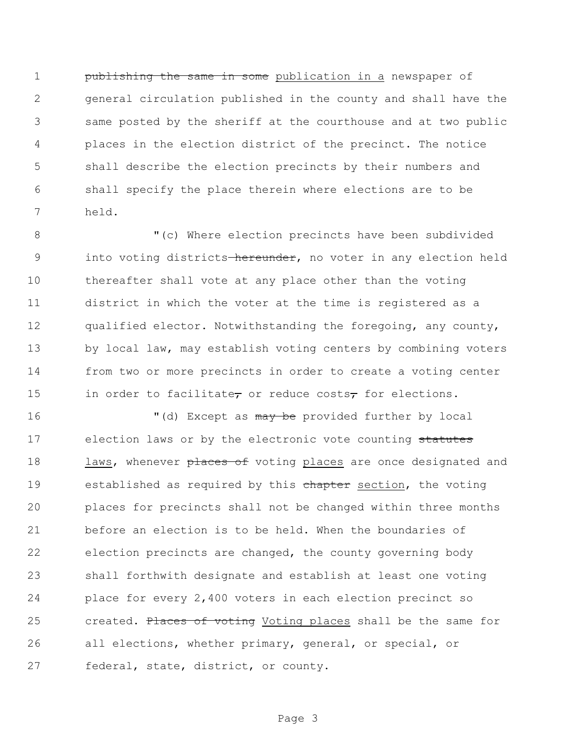~~publishing the same in some~~ <u>publication in a</u> newspaper of general circulation published in the county and shall have the same posted by the sheriff at the courthouse and at two public places in the election district of the precinct. The notice shall describe the election precincts by their numbers and shall specify the place therein where elections are to be held.

"(c) Where election precincts have been subdivided into voting districts~~ hereunder~~, no voter in any election held thereafter shall vote at any place other than the voting district in which the voter at the time is registered as a qualified elector. Notwithstanding the foregoing, any county, by local law, may establish voting centers by combining voters from two or more precincts in order to create a voting center in order to facilitate~~,~~ or reduce costs~~,~~ for elections.

"(d) Except as ~~may be~~ provided further by local election laws or by the electronic vote counting ~~statutes~~ <u>laws</u>, whenever ~~places of~~ voting <u>places</u> are once designated and established as required by this ~~chapter~~ <u>section</u>, the voting places for precincts shall not be changed within three months before an election is to be held. When the boundaries of election precincts are changed, the county governing body shall forthwith designate and establish at least one voting place for every 2,400 voters in each election precinct so created. ~~Places of voting~~ <u>Voting places</u> shall be the same for all elections, whether primary, general, or special, or federal, state, district, or county.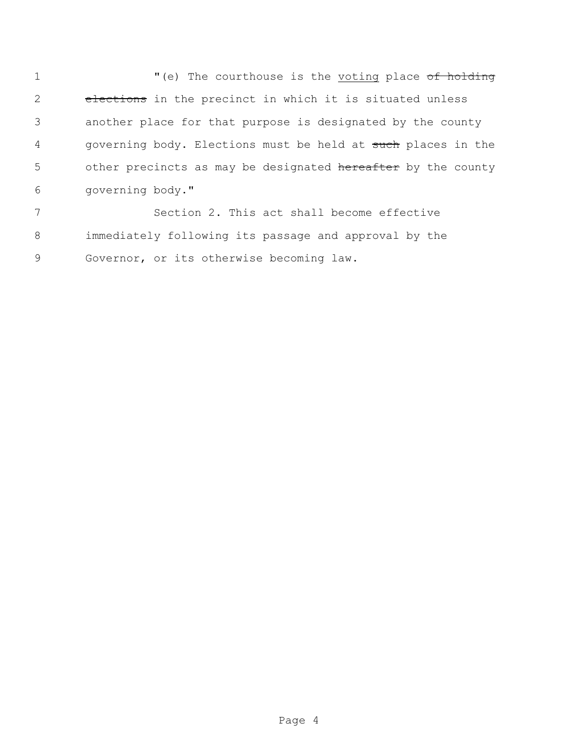"(e) The courthouse is the <u>voting</u> place ~~of holding elections~~ in the precinct in which it is situated unless another place for that purpose is designated by the county governing body. Elections must be held at ~~such~~ places in the other precincts as may be designated ~~hereafter~~ by the county governing body."

Section 2. This act shall become effective immediately following its passage and approval by the Governor, or its otherwise becoming law.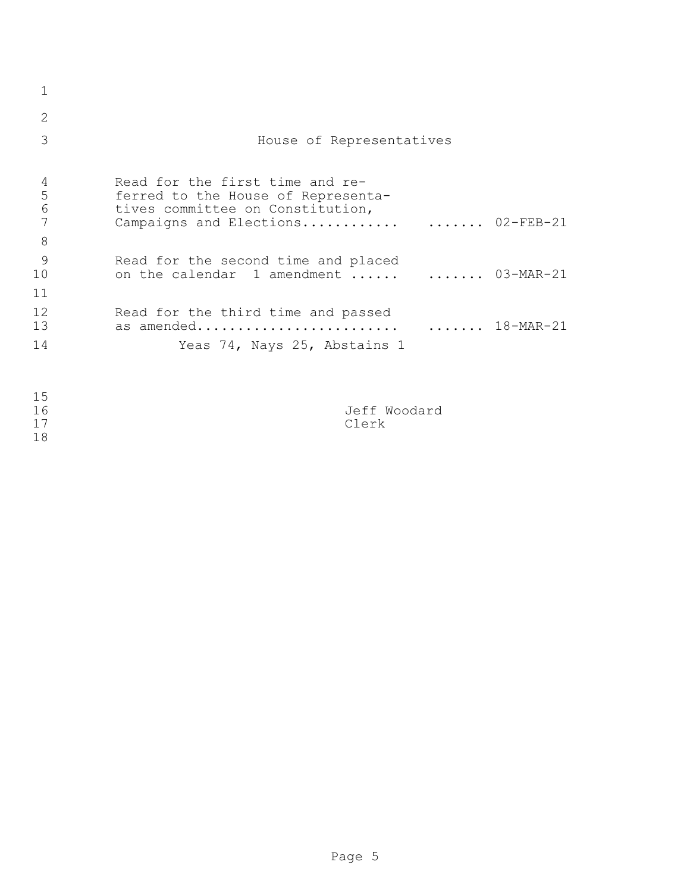House of Representatives

Read for the first time and referred to the House of Representatives committee on Constitution, Campaigns and Elections............ ....... 02-FEB-21

Read for the second time and placed on the calendar 1 amendment ...... ....... 03-MAR-21

Read for the third time and passed as amended........................ ....... 18-MAR-21

Yeas 74, Nays 25, Abstains 1

Jeff Woodard
Clerk